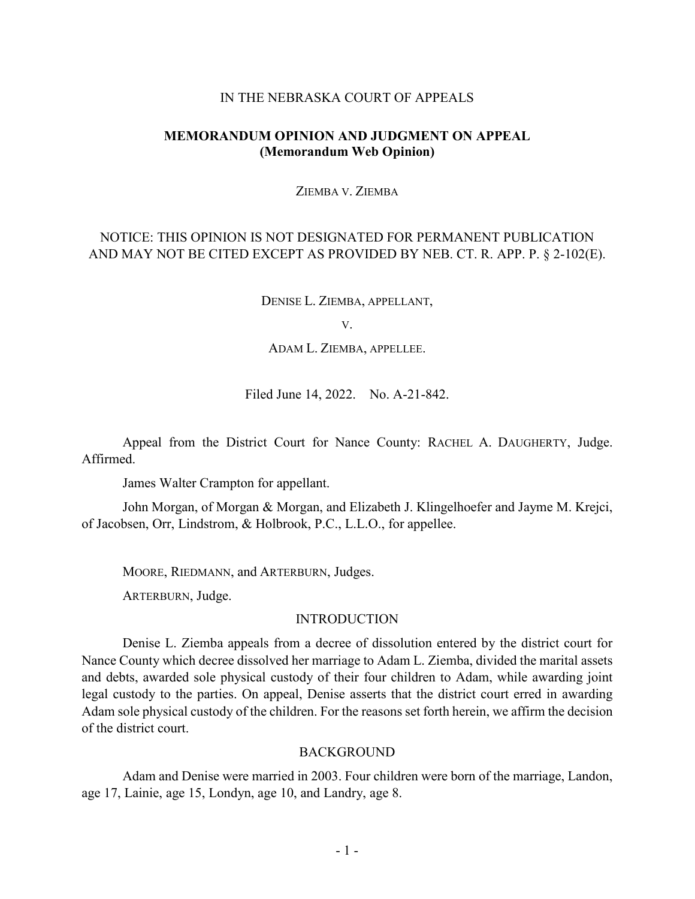IN THE NEBRASKA COURT OF APPEALS

**MEMORANDUM OPINION AND JUDGMENT ON APPEAL**
**(Memorandum Web Opinion)**

ZIEMBA V. ZIEMBA

NOTICE: THIS OPINION IS NOT DESIGNATED FOR PERMANENT PUBLICATION AND MAY NOT BE CITED EXCEPT AS PROVIDED BY NEB. CT. R. APP. P. § 2-102(E).

DENISE L. ZIEMBA, APPELLANT,

V.

ADAM L. ZIEMBA, APPELLEE.

Filed June 14, 2022. No. A-21-842.

Appeal from the District Court for Nance County: RACHEL A. DAUGHERTY, Judge. Affirmed.

James Walter Crampton for appellant.

John Morgan, of Morgan & Morgan, and Elizabeth J. Klingelhoefer and Jayme M. Krejci, of Jacobsen, Orr, Lindstrom, & Holbrook, P.C., L.L.O., for appellee.

MOORE, RIEDMANN, and ARTERBURN, Judges.

ARTERBURN, Judge.

## INTRODUCTION

Denise L. Ziemba appeals from a decree of dissolution entered by the district court for Nance County which decree dissolved her marriage to Adam L. Ziemba, divided the marital assets and debts, awarded sole physical custody of their four children to Adam, while awarding joint legal custody to the parties. On appeal, Denise asserts that the district court erred in awarding Adam sole physical custody of the children. For the reasons set forth herein, we affirm the decision of the district court.

## BACKGROUND

Adam and Denise were married in 2003. Four children were born of the marriage, Landon, age 17, Lainie, age 15, Londyn, age 10, and Landry, age 8.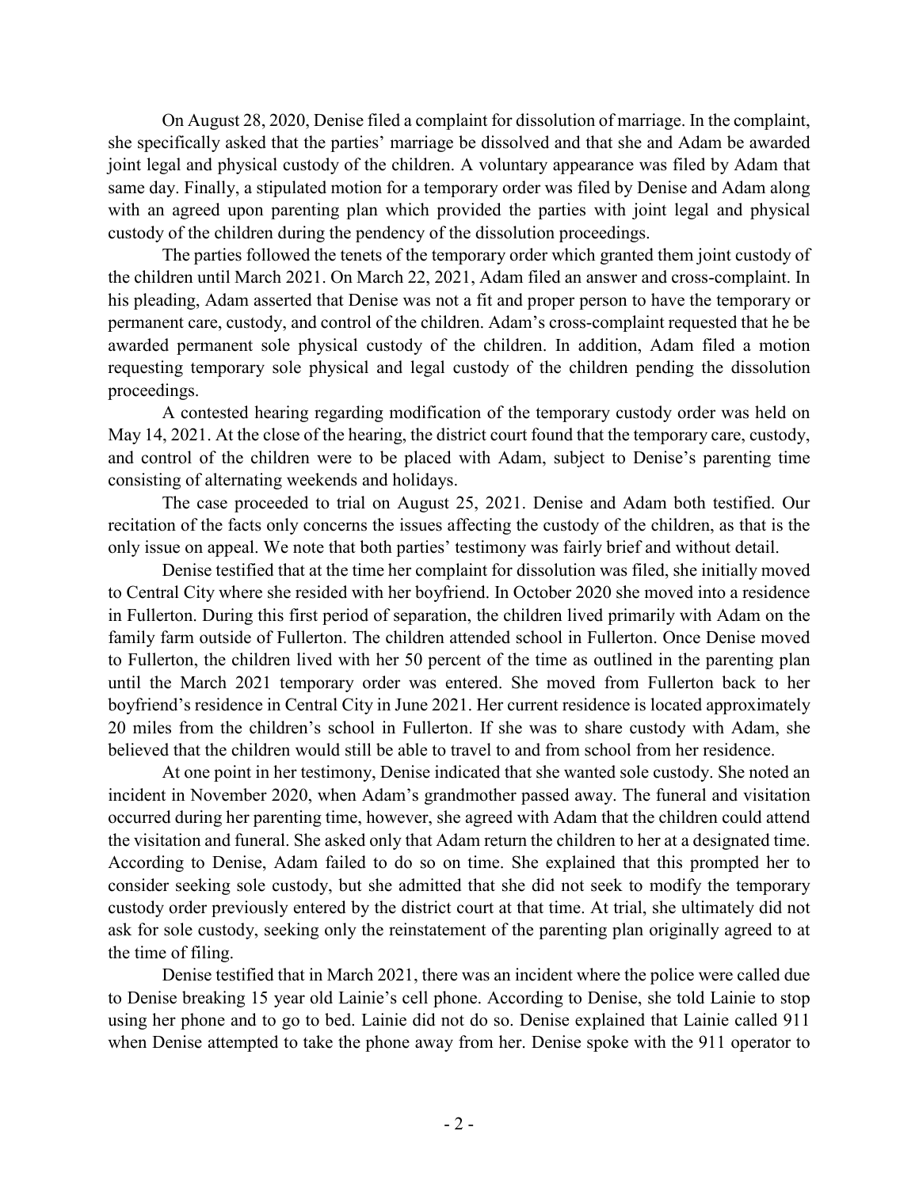On August 28, 2020, Denise filed a complaint for dissolution of marriage. In the complaint, she specifically asked that the parties' marriage be dissolved and that she and Adam be awarded joint legal and physical custody of the children. A voluntary appearance was filed by Adam that same day. Finally, a stipulated motion for a temporary order was filed by Denise and Adam along with an agreed upon parenting plan which provided the parties with joint legal and physical custody of the children during the pendency of the dissolution proceedings.

The parties followed the tenets of the temporary order which granted them joint custody of the children until March 2021. On March 22, 2021, Adam filed an answer and cross-complaint. In his pleading, Adam asserted that Denise was not a fit and proper person to have the temporary or permanent care, custody, and control of the children. Adam's cross-complaint requested that he be awarded permanent sole physical custody of the children. In addition, Adam filed a motion requesting temporary sole physical and legal custody of the children pending the dissolution proceedings.

A contested hearing regarding modification of the temporary custody order was held on May 14, 2021. At the close of the hearing, the district court found that the temporary care, custody, and control of the children were to be placed with Adam, subject to Denise's parenting time consisting of alternating weekends and holidays.

The case proceeded to trial on August 25, 2021. Denise and Adam both testified. Our recitation of the facts only concerns the issues affecting the custody of the children, as that is the only issue on appeal. We note that both parties' testimony was fairly brief and without detail.

Denise testified that at the time her complaint for dissolution was filed, she initially moved to Central City where she resided with her boyfriend. In October 2020 she moved into a residence in Fullerton. During this first period of separation, the children lived primarily with Adam on the family farm outside of Fullerton. The children attended school in Fullerton. Once Denise moved to Fullerton, the children lived with her 50 percent of the time as outlined in the parenting plan until the March 2021 temporary order was entered. She moved from Fullerton back to her boyfriend's residence in Central City in June 2021. Her current residence is located approximately 20 miles from the children's school in Fullerton. If she was to share custody with Adam, she believed that the children would still be able to travel to and from school from her residence.

At one point in her testimony, Denise indicated that she wanted sole custody. She noted an incident in November 2020, when Adam's grandmother passed away. The funeral and visitation occurred during her parenting time, however, she agreed with Adam that the children could attend the visitation and funeral. She asked only that Adam return the children to her at a designated time. According to Denise, Adam failed to do so on time. She explained that this prompted her to consider seeking sole custody, but she admitted that she did not seek to modify the temporary custody order previously entered by the district court at that time. At trial, she ultimately did not ask for sole custody, seeking only the reinstatement of the parenting plan originally agreed to at the time of filing.

Denise testified that in March 2021, there was an incident where the police were called due to Denise breaking 15 year old Lainie's cell phone. According to Denise, she told Lainie to stop using her phone and to go to bed. Lainie did not do so. Denise explained that Lainie called 911 when Denise attempted to take the phone away from her. Denise spoke with the 911 operator to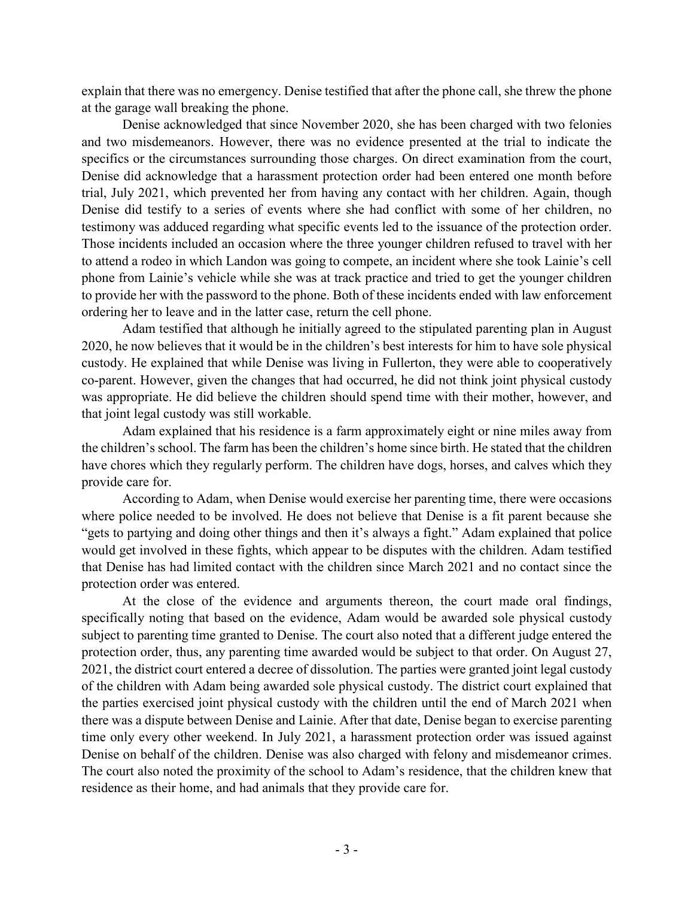explain that there was no emergency. Denise testified that after the phone call, she threw the phone at the garage wall breaking the phone.

Denise acknowledged that since November 2020, she has been charged with two felonies and two misdemeanors. However, there was no evidence presented at the trial to indicate the specifics or the circumstances surrounding those charges. On direct examination from the court, Denise did acknowledge that a harassment protection order had been entered one month before trial, July 2021, which prevented her from having any contact with her children. Again, though Denise did testify to a series of events where she had conflict with some of her children, no testimony was adduced regarding what specific events led to the issuance of the protection order. Those incidents included an occasion where the three younger children refused to travel with her to attend a rodeo in which Landon was going to compete, an incident where she took Lainie's cell phone from Lainie's vehicle while she was at track practice and tried to get the younger children to provide her with the password to the phone. Both of these incidents ended with law enforcement ordering her to leave and in the latter case, return the cell phone.

Adam testified that although he initially agreed to the stipulated parenting plan in August 2020, he now believes that it would be in the children's best interests for him to have sole physical custody. He explained that while Denise was living in Fullerton, they were able to cooperatively co-parent. However, given the changes that had occurred, he did not think joint physical custody was appropriate. He did believe the children should spend time with their mother, however, and that joint legal custody was still workable.

Adam explained that his residence is a farm approximately eight or nine miles away from the children's school. The farm has been the children's home since birth. He stated that the children have chores which they regularly perform. The children have dogs, horses, and calves which they provide care for.

According to Adam, when Denise would exercise her parenting time, there were occasions where police needed to be involved. He does not believe that Denise is a fit parent because she "gets to partying and doing other things and then it's always a fight." Adam explained that police would get involved in these fights, which appear to be disputes with the children. Adam testified that Denise has had limited contact with the children since March 2021 and no contact since the protection order was entered.

At the close of the evidence and arguments thereon, the court made oral findings, specifically noting that based on the evidence, Adam would be awarded sole physical custody subject to parenting time granted to Denise. The court also noted that a different judge entered the protection order, thus, any parenting time awarded would be subject to that order. On August 27, 2021, the district court entered a decree of dissolution. The parties were granted joint legal custody of the children with Adam being awarded sole physical custody. The district court explained that the parties exercised joint physical custody with the children until the end of March 2021 when there was a dispute between Denise and Lainie. After that date, Denise began to exercise parenting time only every other weekend. In July 2021, a harassment protection order was issued against Denise on behalf of the children. Denise was also charged with felony and misdemeanor crimes. The court also noted the proximity of the school to Adam's residence, that the children knew that residence as their home, and had animals that they provide care for.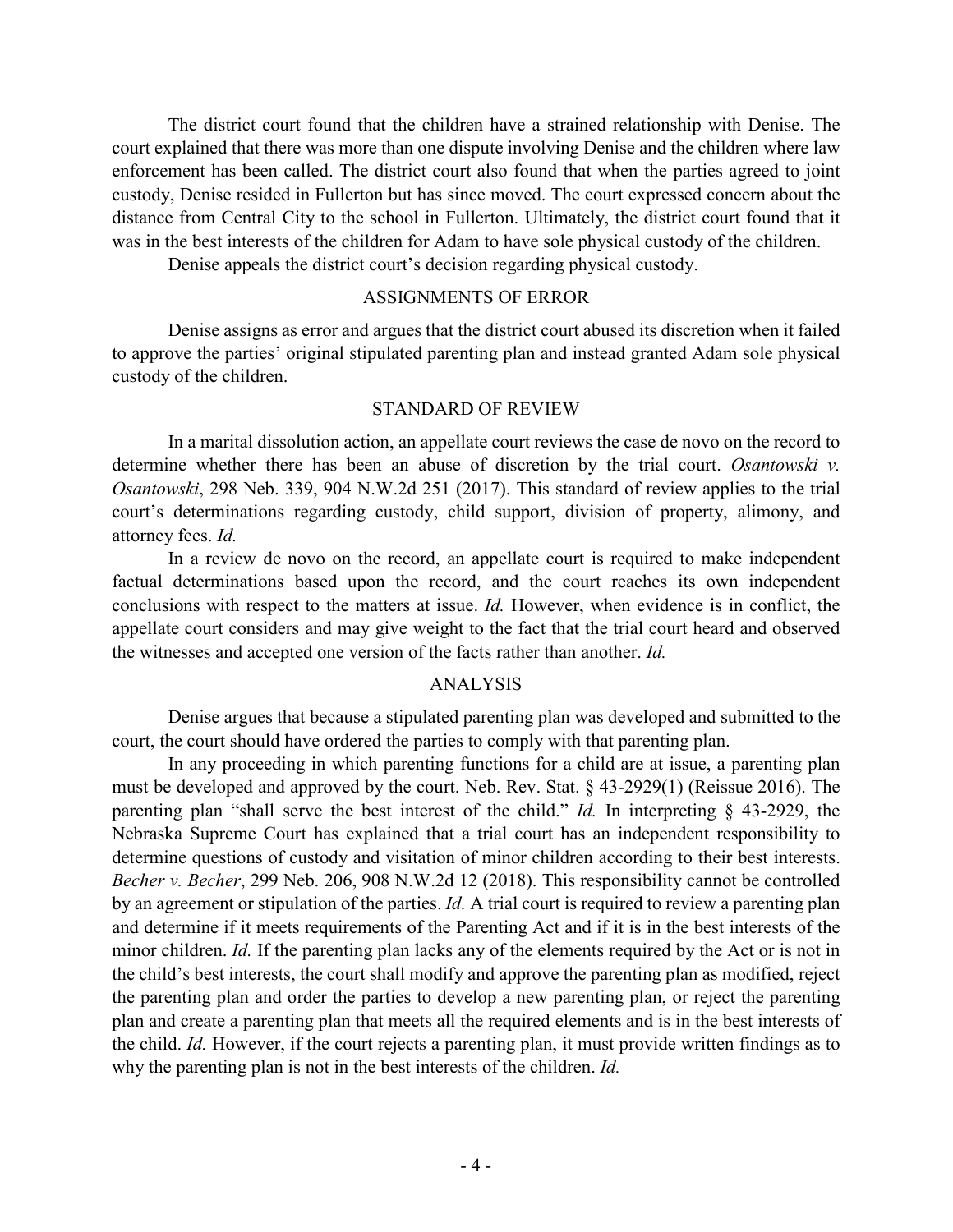The district court found that the children have a strained relationship with Denise. The court explained that there was more than one dispute involving Denise and the children where law enforcement has been called. The district court also found that when the parties agreed to joint custody, Denise resided in Fullerton but has since moved. The court expressed concern about the distance from Central City to the school in Fullerton. Ultimately, the district court found that it was in the best interests of the children for Adam to have sole physical custody of the children.

Denise appeals the district court's decision regarding physical custody.

## ASSIGNMENTS OF ERROR

Denise assigns as error and argues that the district court abused its discretion when it failed to approve the parties' original stipulated parenting plan and instead granted Adam sole physical custody of the children.

## STANDARD OF REVIEW

In a marital dissolution action, an appellate court reviews the case de novo on the record to determine whether there has been an abuse of discretion by the trial court. *Osantowski v. Osantowski*, 298 Neb. 339, 904 N.W.2d 251 (2017). This standard of review applies to the trial court's determinations regarding custody, child support, division of property, alimony, and attorney fees. *Id.*

In a review de novo on the record, an appellate court is required to make independent factual determinations based upon the record, and the court reaches its own independent conclusions with respect to the matters at issue. *Id.* However, when evidence is in conflict, the appellate court considers and may give weight to the fact that the trial court heard and observed the witnesses and accepted one version of the facts rather than another. *Id.*

## ANALYSIS

Denise argues that because a stipulated parenting plan was developed and submitted to the court, the court should have ordered the parties to comply with that parenting plan.

In any proceeding in which parenting functions for a child are at issue, a parenting plan must be developed and approved by the court. Neb. Rev. Stat. § 43-2929(1) (Reissue 2016). The parenting plan "shall serve the best interest of the child." *Id.* In interpreting § 43-2929, the Nebraska Supreme Court has explained that a trial court has an independent responsibility to determine questions of custody and visitation of minor children according to their best interests. *Becher v. Becher*, 299 Neb. 206, 908 N.W.2d 12 (2018). This responsibility cannot be controlled by an agreement or stipulation of the parties. *Id.* A trial court is required to review a parenting plan and determine if it meets requirements of the Parenting Act and if it is in the best interests of the minor children. *Id.* If the parenting plan lacks any of the elements required by the Act or is not in the child's best interests, the court shall modify and approve the parenting plan as modified, reject the parenting plan and order the parties to develop a new parenting plan, or reject the parenting plan and create a parenting plan that meets all the required elements and is in the best interests of the child. *Id.* However, if the court rejects a parenting plan, it must provide written findings as to why the parenting plan is not in the best interests of the children. *Id.*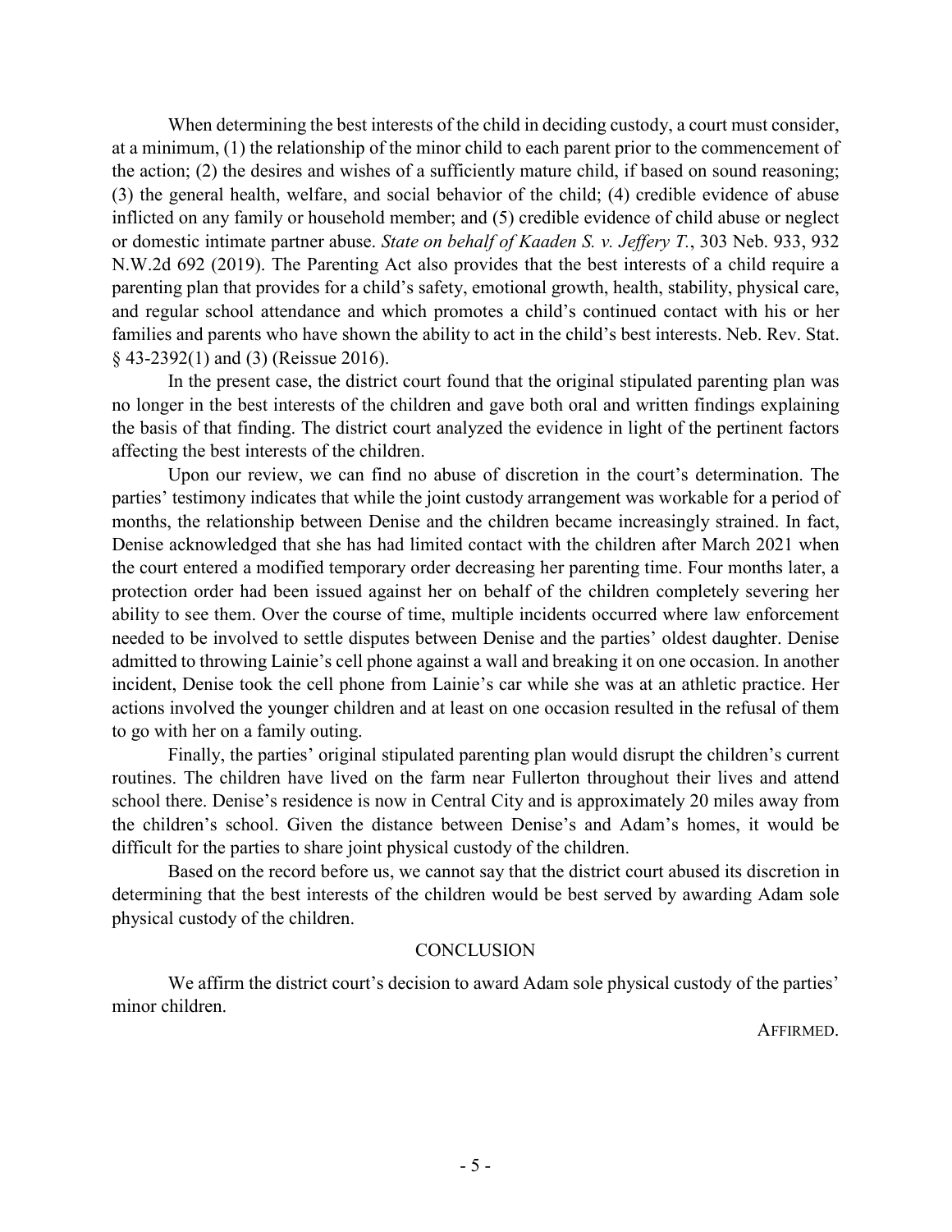When determining the best interests of the child in deciding custody, a court must consider, at a minimum, (1) the relationship of the minor child to each parent prior to the commencement of the action; (2) the desires and wishes of a sufficiently mature child, if based on sound reasoning; (3) the general health, welfare, and social behavior of the child; (4) credible evidence of abuse inflicted on any family or household member; and (5) credible evidence of child abuse or neglect or domestic intimate partner abuse. *State on behalf of Kaaden S. v. Jeffery T.*, 303 Neb. 933, 932 N.W.2d 692 (2019). The Parenting Act also provides that the best interests of a child require a parenting plan that provides for a child's safety, emotional growth, health, stability, physical care, and regular school attendance and which promotes a child's continued contact with his or her families and parents who have shown the ability to act in the child's best interests. Neb. Rev. Stat. § 43-2392(1) and (3) (Reissue 2016).

In the present case, the district court found that the original stipulated parenting plan was no longer in the best interests of the children and gave both oral and written findings explaining the basis of that finding. The district court analyzed the evidence in light of the pertinent factors affecting the best interests of the children.

Upon our review, we can find no abuse of discretion in the court's determination. The parties' testimony indicates that while the joint custody arrangement was workable for a period of months, the relationship between Denise and the children became increasingly strained. In fact, Denise acknowledged that she has had limited contact with the children after March 2021 when the court entered a modified temporary order decreasing her parenting time. Four months later, a protection order had been issued against her on behalf of the children completely severing her ability to see them. Over the course of time, multiple incidents occurred where law enforcement needed to be involved to settle disputes between Denise and the parties' oldest daughter. Denise admitted to throwing Lainie's cell phone against a wall and breaking it on one occasion. In another incident, Denise took the cell phone from Lainie's car while she was at an athletic practice. Her actions involved the younger children and at least on one occasion resulted in the refusal of them to go with her on a family outing.

Finally, the parties' original stipulated parenting plan would disrupt the children's current routines. The children have lived on the farm near Fullerton throughout their lives and attend school there. Denise's residence is now in Central City and is approximately 20 miles away from the children's school. Given the distance between Denise's and Adam's homes, it would be difficult for the parties to share joint physical custody of the children.

Based on the record before us, we cannot say that the district court abused its discretion in determining that the best interests of the children would be best served by awarding Adam sole physical custody of the children.

## CONCLUSION

We affirm the district court's decision to award Adam sole physical custody of the parties' minor children.

AFFIRMED.